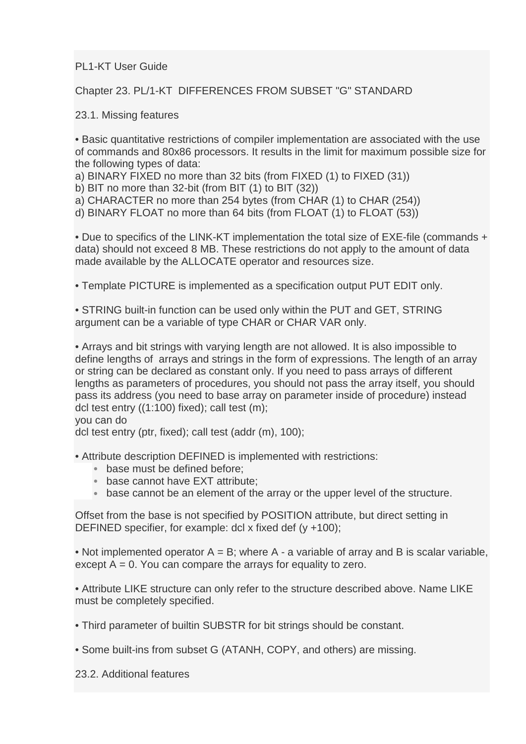PL1-KT User Guide

## Chapter 23. PL/1-KT DIFFERENCES FROM SUBSET "G" STANDARD

### 23.1. Missing features

• Basic quantitative restrictions of compiler implementation are associated with the use of commands and 80x86 processors. It results in the limit for maximum possible size for the following types of data:
a) BINARY FIXED no more than 32 bits (from FIXED (1) to FIXED (31))
b) BIT no more than 32-bit (from BIT (1) to BIT (32))
a) CHARACTER no more than 254 bytes (from CHAR (1) to CHAR (254))
d) BINARY FLOAT no more than 64 bits (from FLOAT (1) to FLOAT (53))

• Due to specifics of the LINK-KT implementation the total size of EXE-file (commands + data) should not exceed 8 MB. These restrictions do not apply to the amount of data made available by the ALLOCATE operator and resources size.

• Template PICTURE is implemented as a specification output PUT EDIT only.

• STRING built-in function can be used only within the PUT and GET, STRING argument can be a variable of type CHAR or CHAR VAR only.

• Arrays and bit strings with varying length are not allowed. It is also impossible to define lengths of arrays and strings in the form of expressions. The length of an array or string can be declared as constant only. If you need to pass arrays of different lengths as parameters of procedures, you should not pass the array itself, you should pass its address (you need to base array on parameter inside of procedure) instead
dcl test entry ((1:100) fixed); call test (m);
you can do
dcl test entry (ptr, fixed); call test (addr (m), 100);

• Attribute description DEFINED is implemented with restrictions:

- base must be defined before;
- base cannot have EXT attribute;
- base cannot be an element of the array or the upper level of the structure.

Offset from the base is not specified by POSITION attribute, but direct setting in DEFINED specifier, for example: dcl x fixed def (y +100);

• Not implemented operator A = B; where A - a variable of array and B is scalar variable, except A = 0. You can compare the arrays for equality to zero.

• Attribute LIKE structure can only refer to the structure described above. Name LIKE must be completely specified.

• Third parameter of builtin SUBSTR for bit strings should be constant.

• Some built-ins from subset G (ATANH, COPY, and others) are missing.

### 23.2. Additional features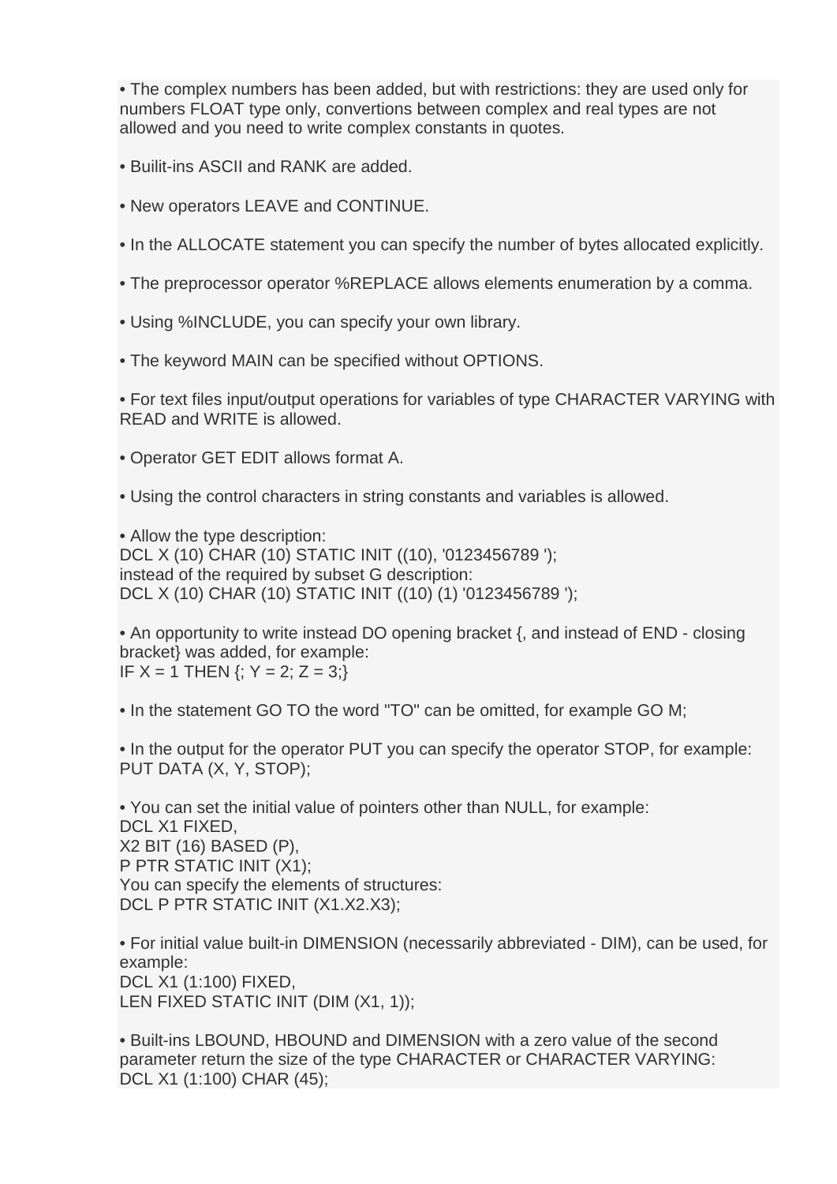- The complex numbers has been added, but with restrictions: they are used only for numbers FLOAT type only, convertions between complex and real types are not allowed and you need to write complex constants in quotes.

- Builit-ins ASCII and RANK are added.

- New operators LEAVE and CONTINUE.

- In the ALLOCATE statement you can specify the number of bytes allocated explicitly.

- The preprocessor operator %REPLACE allows elements enumeration by a comma.

- Using %INCLUDE, you can specify your own library.

- The keyword MAIN can be specified without OPTIONS.

- For text files input/output operations for variables of type CHARACTER VARYING with READ and WRITE is allowed.

- Operator GET EDIT allows format A.

- Using the control characters in string constants and variables is allowed.

- Allow the type description:
```
DCL X (10) CHAR (10) STATIC INIT ((10), '0123456789 ');
```
instead of the required by subset G description:
```
DCL X (10) CHAR (10) STATIC INIT ((10) (1) '0123456789 ');
```

- An opportunity to write instead DO opening bracket {, and instead of END - closing bracket} was added, for example:
```
IF X = 1 THEN {; Y = 2; Z = 3;}
```

- In the statement GO TO the word "TO" can be omitted, for example GO M;

- In the output for the operator PUT you can specify the operator STOP, for example:
```
PUT DATA (X, Y, STOP);
```

- You can set the initial value of pointers other than NULL, for example:
```
DCL X1 FIXED,
X2 BIT (16) BASED (P),
P PTR STATIC INIT (X1);
```
You can specify the elements of structures:
```
DCL P PTR STATIC INIT (X1.X2.X3);
```

- For initial value built-in DIMENSION (necessarily abbreviated - DIM), can be used, for example:
```
DCL X1 (1:100) FIXED,
LEN FIXED STATIC INIT (DIM (X1, 1));
```

- Built-ins LBOUND, HBOUND and DIMENSION with a zero value of the second parameter return the size of the type CHARACTER or CHARACTER VARYING:
```
DCL X1 (1:100) CHAR (45);
```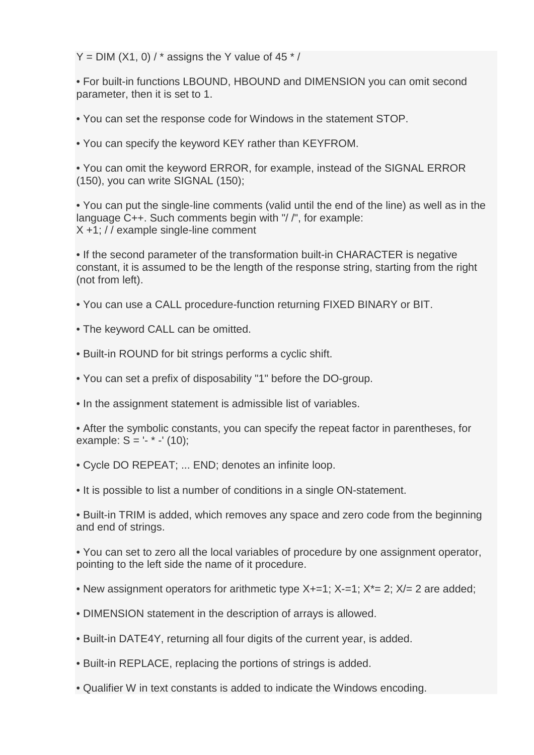Y = DIM (X1, 0) / * assigns the Y value of 45 * /

• For built-in functions LBOUND, HBOUND and DIMENSION you can omit second parameter, then it is set to 1.

• You can set the response code for Windows in the statement STOP.

• You can specify the keyword KEY rather than KEYFROM.

• You can omit the keyword ERROR, for example, instead of the SIGNAL ERROR (150), you can write SIGNAL (150);

• You can put the single-line comments (valid until the end of the line) as well as in the language C++. Such comments begin with "/ /", for example:
X +1; / / example single-line comment

• If the second parameter of the transformation built-in CHARACTER is negative constant, it is assumed to be the length of the response string, starting from the right (not from left).

• You can use a CALL procedure-function returning FIXED BINARY or BIT.

• The keyword CALL can be omitted.

• Built-in ROUND for bit strings performs a cyclic shift.

• You can set a prefix of disposability "1" before the DO-group.

• In the assignment statement is admissible list of variables.

• After the symbolic constants, you can specify the repeat factor in parentheses, for example: S = '- * -' (10);

• Cycle DO REPEAT; ... END; denotes an infinite loop.

• It is possible to list a number of conditions in a single ON-statement.

• Built-in TRIM is added, which removes any space and zero code from the beginning and end of strings.

• You can set to zero all the local variables of procedure by one assignment operator, pointing to the left side the name of it procedure.

• New assignment operators for arithmetic type X+=1; X-=1; X*= 2; X/= 2 are added;

• DIMENSION statement in the description of arrays is allowed.

• Built-in DATE4Y, returning all four digits of the current year, is added.

• Built-in REPLACE, replacing the portions of strings is added.

• Qualifier W in text constants is added to indicate the Windows encoding.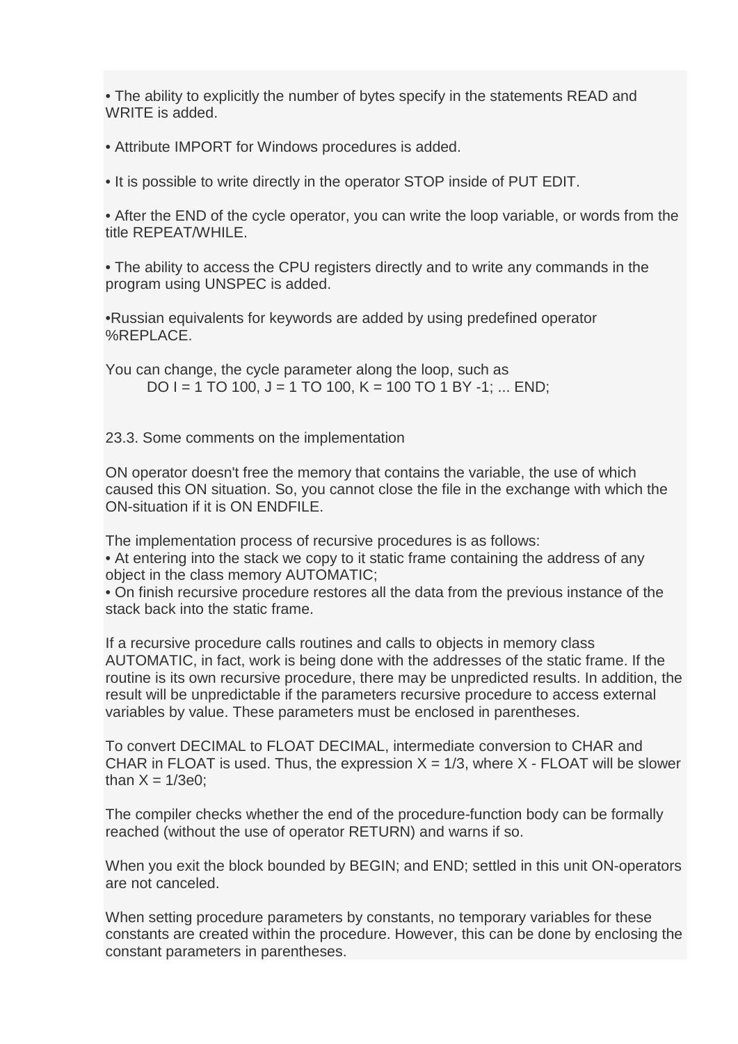- The ability to explicitly the number of bytes specify in the statements READ and WRITE is added.

- Attribute IMPORT for Windows procedures is added.

- It is possible to write directly in the operator STOP inside of PUT EDIT.

- After the END of the cycle operator, you can write the loop variable, or words from the title REPEAT/WHILE.

- The ability to access the CPU registers directly and to write any commands in the program using UNSPEC is added.

- Russian equivalents for keywords are added by using predefined operator %REPLACE.

You can change, the cycle parameter along the loop, such as

```
DO I = 1 TO 100, J = 1 TO 100, K = 100 TO 1 BY -1; ... END;
```

23.3. Some comments on the implementation

ON operator doesn't free the memory that contains the variable, the use of which caused this ON situation. So, you cannot close the file in the exchange with which the ON-situation if it is ON ENDFILE.

The implementation process of recursive procedures is as follows:
- At entering into the stack we copy to it static frame containing the address of any object in the class memory AUTOMATIC;
- On finish recursive procedure restores all the data from the previous instance of the stack back into the static frame.

If a recursive procedure calls routines and calls to objects in memory class AUTOMATIC, in fact, work is being done with the addresses of the static frame. If the routine is its own recursive procedure, there may be unpredicted results. In addition, the result will be unpredictable if the parameters recursive procedure to access external variables by value. These parameters must be enclosed in parentheses.

To convert DECIMAL to FLOAT DECIMAL, intermediate conversion to CHAR and CHAR in FLOAT is used. Thus, the expression X = 1/3, where X - FLOAT will be slower than X = 1/3e0;

The compiler checks whether the end of the procedure-function body can be formally reached (without the use of operator RETURN) and warns if so.

When you exit the block bounded by BEGIN; and END; settled in this unit ON-operators are not canceled.

When setting procedure parameters by constants, no temporary variables for these constants are created within the procedure. However, this can be done by enclosing the constant parameters in parentheses.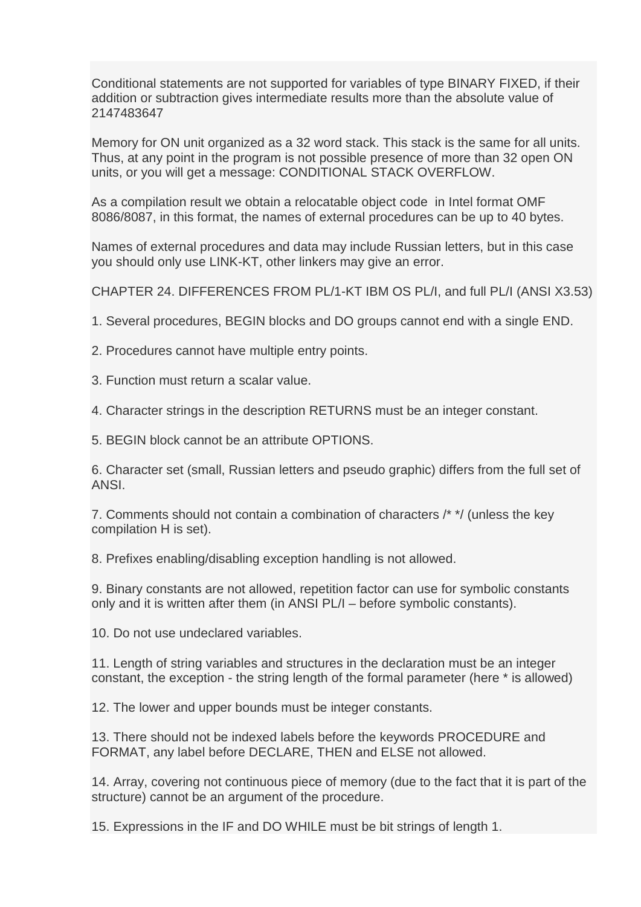Conditional statements are not supported for variables of type BINARY FIXED, if their addition or subtraction gives intermediate results more than the absolute value of 2147483647

Memory for ON unit organized as a 32 word stack. This stack is the same for all units. Thus, at any point in the program is not possible presence of more than 32 open ON units, or you will get a message: CONDITIONAL STACK OVERFLOW.

As a compilation result we obtain a relocatable object code in Intel format OMF 8086/8087, in this format, the names of external procedures can be up to 40 bytes.

Names of external procedures and data may include Russian letters, but in this case you should only use LINK-KT, other linkers may give an error.

## CHAPTER 24. DIFFERENCES FROM PL/1-KT IBM OS PL/I, and full PL/I (ANSI X3.53)

1. Several procedures, BEGIN blocks and DO groups cannot end with a single END.

2. Procedures cannot have multiple entry points.

3. Function must return a scalar value.

4. Character strings in the description RETURNS must be an integer constant.

5. BEGIN block cannot be an attribute OPTIONS.

6. Character set (small, Russian letters and pseudo graphic) differs from the full set of ANSI.

7. Comments should not contain a combination of characters /* */ (unless the key compilation H is set).

8. Prefixes enabling/disabling exception handling is not allowed.

9. Binary constants are not allowed, repetition factor can use for symbolic constants only and it is written after them (in ANSI PL/I – before symbolic constants).

10. Do not use undeclared variables.

11. Length of string variables and structures in the declaration must be an integer constant, the exception - the string length of the formal parameter (here * is allowed)

12. The lower and upper bounds must be integer constants.

13. There should not be indexed labels before the keywords PROCEDURE and FORMAT, any label before DECLARE, THEN and ELSE not allowed.

14. Array, covering not continuous piece of memory (due to the fact that it is part of the structure) cannot be an argument of the procedure.

15. Expressions in the IF and DO WHILE must be bit strings of length 1.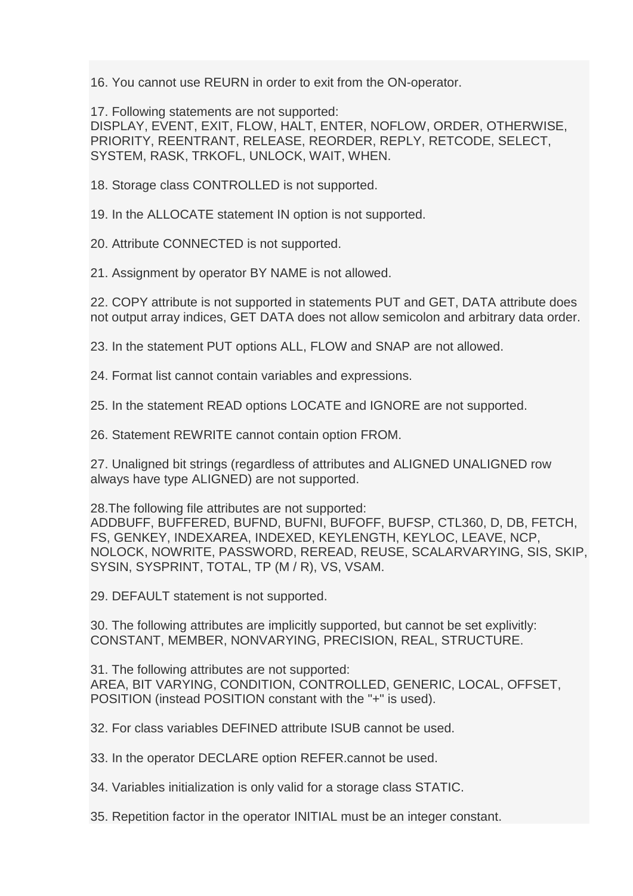16. You cannot use REURN in order to exit from the ON-operator.

17. Following statements are not supported:
DISPLAY, EVENT, EXIT, FLOW, HALT, ENTER, NOFLOW, ORDER, OTHERWISE, PRIORITY, REENTRANT, RELEASE, REORDER, REPLY, RETCODE, SELECT, SYSTEM, RASK, TRKOFL, UNLOCK, WAIT, WHEN.

18. Storage class CONTROLLED is not supported.

19. In the ALLOCATE statement IN option is not supported.

20. Attribute CONNECTED is not supported.

21. Assignment by operator BY NAME is not allowed.

22. COPY attribute is not supported in statements PUT and GET, DATA attribute does not output array indices, GET DATA does not allow semicolon and arbitrary data order.

23. In the statement PUT options ALL, FLOW and SNAP are not allowed.

24. Format list cannot contain variables and expressions.

25. In the statement READ options LOCATE and IGNORE are not supported.

26. Statement REWRITE cannot contain option FROM.

27. Unaligned bit strings (regardless of attributes and ALIGNED UNALIGNED row always have type ALIGNED) are not supported.

28.The following file attributes are not supported:
ADDBUFF, BUFFERED, BUFND, BUFNI, BUFOFF, BUFSP, CTL360, D, DB, FETCH, FS, GENKEY, INDEXAREA, INDEXED, KEYLENGTH, KEYLOC, LEAVE, NCP, NOLOCK, NOWRITE, PASSWORD, REREAD, REUSE, SCALARVARYING, SIS, SKIP, SYSIN, SYSPRINT, TOTAL, TP (M / R), VS, VSAM.

29. DEFAULT statement is not supported.

30. The following attributes are implicitly supported, but cannot be set explivitly:
CONSTANT, MEMBER, NONVARYING, PRECISION, REAL, STRUCTURE.

31. The following attributes are not supported:
AREA, BIT VARYING, CONDITION, CONTROLLED, GENERIC, LOCAL, OFFSET, POSITION (instead POSITION constant with the "+" is used).

32. For class variables DEFINED attribute ISUB cannot be used.

33. In the operator DECLARE option REFER.cannot be used.

34. Variables initialization is only valid for a storage class STATIC.

35. Repetition factor in the operator INITIAL must be an integer constant.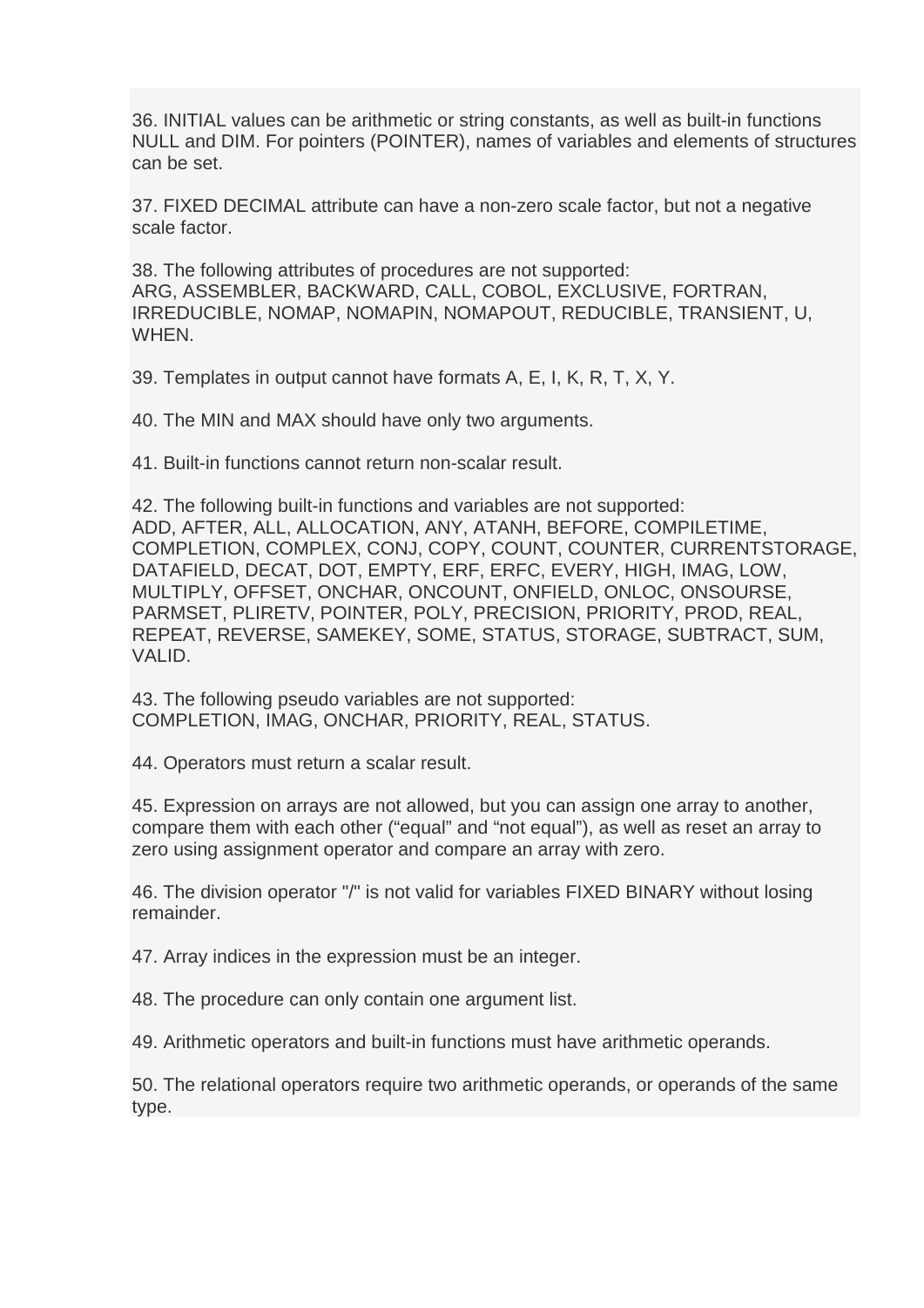36. INITIAL values can be arithmetic or string constants, as well as built-in functions NULL and DIM. For pointers (POINTER), names of variables and elements of structures can be set.

37. FIXED DECIMAL attribute can have a non-zero scale factor, but not a negative scale factor.

38. The following attributes of procedures are not supported:
ARG, ASSEMBLER, BACKWARD, CALL, COBOL, EXCLUSIVE, FORTRAN, IRREDUCIBLE, NOMAP, NOMAPIN, NOMAPOUT, REDUCIBLE, TRANSIENT, U, WHEN.

39. Templates in output cannot have formats A, E, I, K, R, T, X, Y.

40. The MIN and MAX should have only two arguments.

41. Built-in functions cannot return non-scalar result.

42. The following built-in functions and variables are not supported:
ADD, AFTER, ALL, ALLOCATION, ANY, ATANH, BEFORE, COMPILETIME, COMPLETION, COMPLEX, CONJ, COPY, COUNT, COUNTER, CURRENTSTORAGE, DATAFIELD, DECAT, DOT, EMPTY, ERF, ERFC, EVERY, HIGH, IMAG, LOW, MULTIPLY, OFFSET, ONCHAR, ONCOUNT, ONFIELD, ONLOC, ONSOURSE, PARMSET, PLIRETV, POINTER, POLY, PRECISION, PRIORITY, PROD, REAL, REPEAT, REVERSE, SAMEKEY, SOME, STATUS, STORAGE, SUBTRACT, SUM, VALID.

43. The following pseudo variables are not supported:
COMPLETION, IMAG, ONCHAR, PRIORITY, REAL, STATUS.

44. Operators must return a scalar result.

45. Expression on arrays are not allowed, but you can assign one array to another, compare them with each other (“equal” and “not equal”), as well as reset an array to zero using assignment operator and compare an array with zero.

46. The division operator "/" is not valid for variables FIXED BINARY without losing remainder.

47. Array indices in the expression must be an integer.

48. The procedure can only contain one argument list.

49. Arithmetic operators and built-in functions must have arithmetic operands.

50. The relational operators require two arithmetic operands, or operands of the same type.